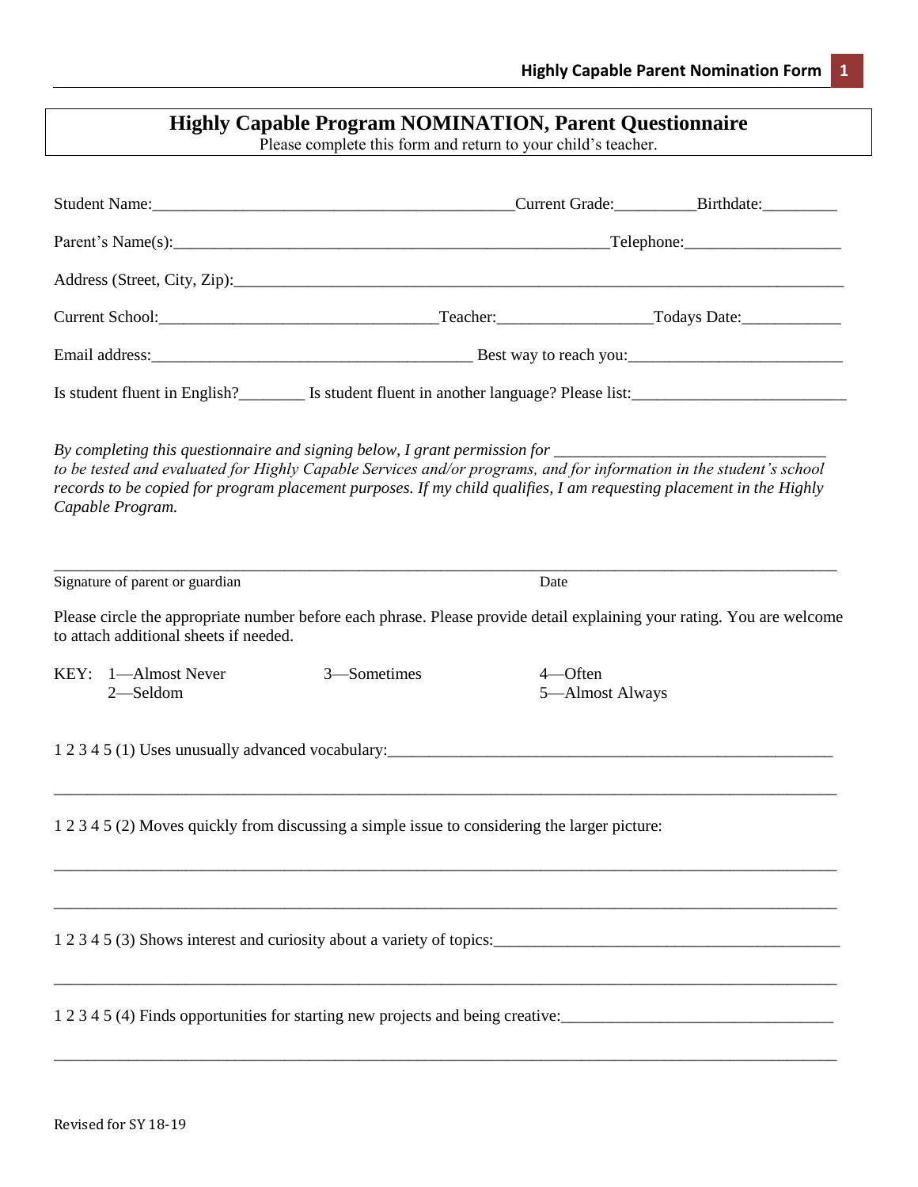# Highly Capable Program NOMINATION, Parent Questionnaire

Please complete this form and return to your child's teacher.

Student Name:_____________________________________________Current Grade:__________Birthdate:_________

Parent's Name(s):_____________________________________________________Telephone:___________________

Address (Street, City, Zip):_______________________________________________________________________

Current School:__________________________________Teacher:__________________Todays Date:____________

Email address:_______________________________________ Best way to reach you:_________________________

Is student fluent in English?________ Is student fluent in another language? Please list:_________________________

*By completing this questionnaire and signing below, I grant permission for ________________________________ to be tested and evaluated for Highly Capable Services and/or programs, and for information in the student's school records to be copied for program placement purposes. If my child qualifies, I am requesting placement in the Highly Capable Program.*

_____________________________________________________________________________________________

Signature of parent or guardian                                                                                    Date

Please circle the appropriate number before each phrase. Please provide detail explaining your rating. You are welcome to attach additional sheets if needed.

KEY: 1—Almost Never
2—Seldom
3—Sometimes
4—Often
5—Almost Always

1 2 3 4 5 (1) Uses unusually advanced vocabulary:_________________________________________________________

_____________________________________________________________________________________________

1 2 3 4 5 (2) Moves quickly from discussing a simple issue to considering the larger picture:

_____________________________________________________________________________________________

_____________________________________________________________________________________________

1 2 3 4 5 (3) Shows interest and curiosity about a variety of topics:___________________________________________

_____________________________________________________________________________________________

1 2 3 4 5 (4) Finds opportunities for starting new projects and being creative:________________________________

_____________________________________________________________________________________________

Revised for SY 18-19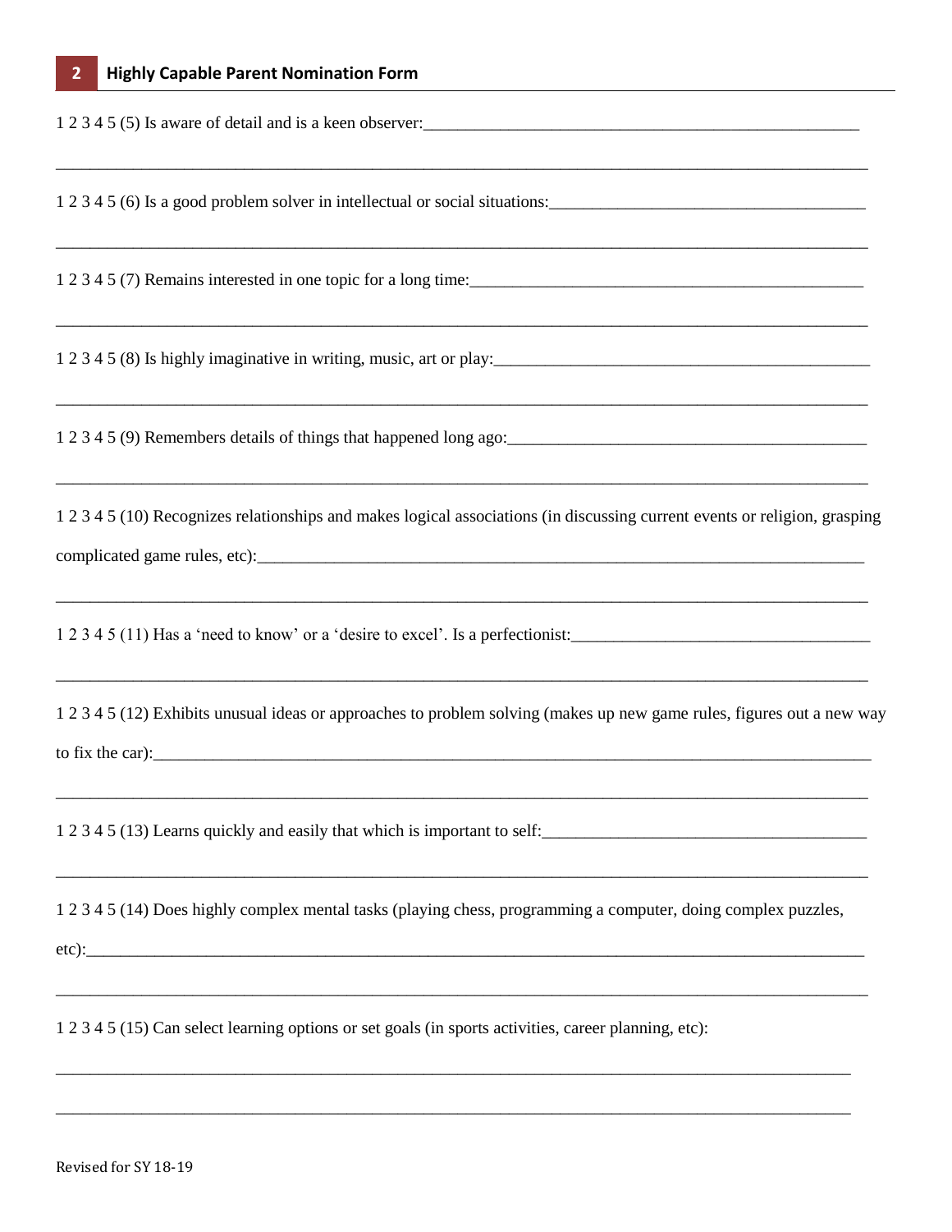1 2 3 4 5 (5) Is aware of detail and is a keen observer:_______________________________________________

_______________________________________________________________________________________

1 2 3 4 5 (6) Is a good problem solver in intellectual or social situations:__________________________________

_______________________________________________________________________________________

1 2 3 4 5 (7) Remains interested in one topic for a long time:_____________________________________________

_______________________________________________________________________________________

1 2 3 4 5 (8) Is highly imaginative in writing, music, art or play:___________________________________________

_______________________________________________________________________________________

1 2 3 4 5 (9) Remembers details of things that happened long ago:__________________________________________

_______________________________________________________________________________________

1 2 3 4 5 (10) Recognizes relationships and makes logical associations (in discussing current events or religion, grasping complicated game rules, etc):_____________________________________________________________

_______________________________________________________________________________________

1 2 3 4 5 (11) Has a 'need to know' or a 'desire to excel'. Is a perfectionist:__________________________________

_______________________________________________________________________________________

1 2 3 4 5 (12) Exhibits unusual ideas or approaches to problem solving (makes up new game rules, figures out a new way to fix the car):_____________________________________________________________________________

_______________________________________________________________________________________

1 2 3 4 5 (13) Learns quickly and easily that which is important to self:_________________________________

_______________________________________________________________________________________

1 2 3 4 5 (14) Does highly complex mental tasks (playing chess, programming a computer, doing complex puzzles, etc):___________________________________________________________________________________

_______________________________________________________________________________________

1 2 3 4 5 (15) Can select learning options or set goals (in sports activities, career planning, etc):

_______________________________________________________________________________________

_______________________________________________________________________________________

Revised for SY 18-19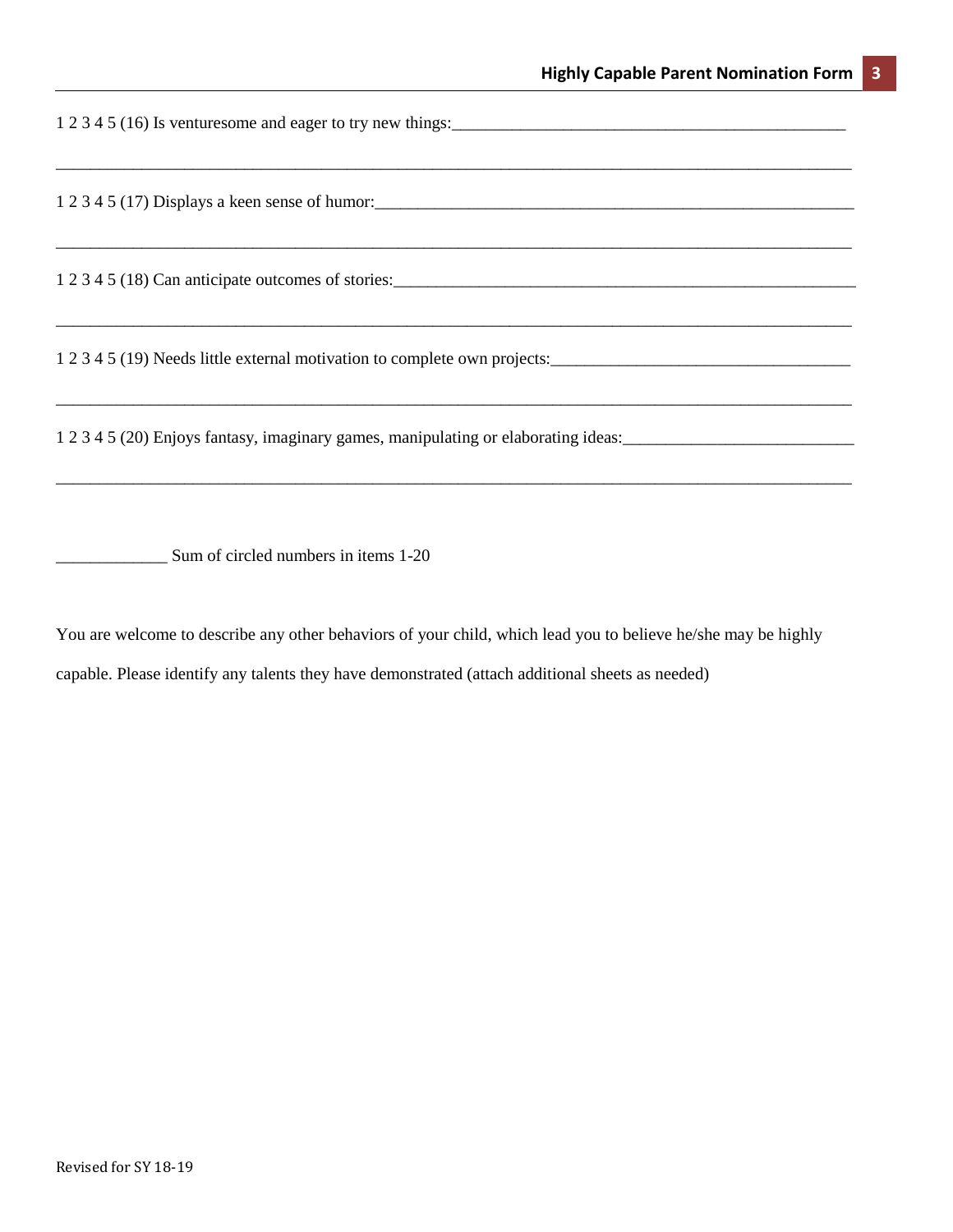1 2 3 4 5 (16) Is venturesome and eager to try new things:_______________________________________________

_______________________________________________________________________________________________

1 2 3 4 5 (17) Displays a keen sense of humor:__________________________________________________________

_______________________________________________________________________________________________

1 2 3 4 5 (18) Can anticipate outcomes of stories:______________________________________________________

_______________________________________________________________________________________________

1 2 3 4 5 (19) Needs little external motivation to complete own projects:___________________________________

_______________________________________________________________________________________________

1 2 3 4 5 (20) Enjoys fantasy, imaginary games, manipulating or elaborating ideas:__________________________

_______________________________________________________________________________________________

_____________ Sum of circled numbers in items 1-20

You are welcome to describe any other behaviors of your child, which lead you to believe he/she may be highly capable. Please identify any talents they have demonstrated (attach additional sheets as needed)

Revised for SY 18-19